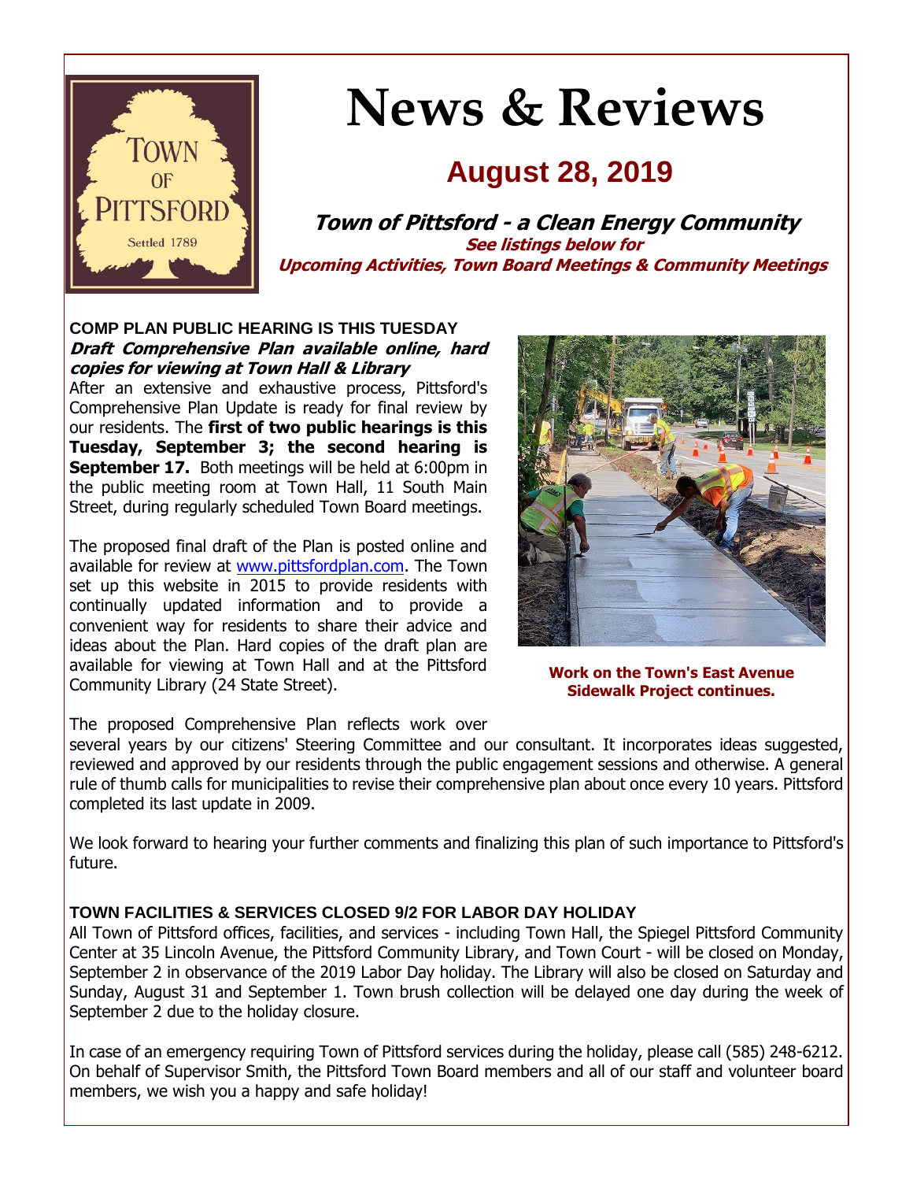# News & Reviews

## August 28, 2019

**Town of Pittsford - a Clean Energy Community**

**See listings below for Upcoming Activities, Town Board Meetings & Community Meetings**

### COMP PLAN PUBLIC HEARING IS THIS TUESDAY

***Draft Comprehensive Plan available online, hard copies for viewing at Town Hall & Library***

After an extensive and exhaustive process, Pittsford's Comprehensive Plan Update is ready for final review by our residents. The **first of two public hearings is this Tuesday, September 3; the second hearing is September 17.** Both meetings will be held at 6:00pm in the public meeting room at Town Hall, 11 South Main Street, during regularly scheduled Town Board meetings.

The proposed final draft of the Plan is posted online and available for review at www.pittsfordplan.com. The Town set up this website in 2015 to provide residents with continually updated information and to provide a convenient way for residents to share their advice and ideas about the Plan. Hard copies of the draft plan are available for viewing at Town Hall and at the Pittsford Community Library (24 State Street).

**Work on the Town's East Avenue Sidewalk Project continues.**

The proposed Comprehensive Plan reflects work over several years by our citizens' Steering Committee and our consultant. It incorporates ideas suggested, reviewed and approved by our residents through the public engagement sessions and otherwise. A general rule of thumb calls for municipalities to revise their comprehensive plan about once every 10 years. Pittsford completed its last update in 2009.

We look forward to hearing your further comments and finalizing this plan of such importance to Pittsford's future.

### TOWN FACILITIES & SERVICES CLOSED 9/2 FOR LABOR DAY HOLIDAY

All Town of Pittsford offices, facilities, and services - including Town Hall, the Spiegel Pittsford Community Center at 35 Lincoln Avenue, the Pittsford Community Library, and Town Court - will be closed on Monday, September 2 in observance of the 2019 Labor Day holiday. The Library will also be closed on Saturday and Sunday, August 31 and September 1. Town brush collection will be delayed one day during the week of September 2 due to the holiday closure.

In case of an emergency requiring Town of Pittsford services during the holiday, please call (585) 248-6212. On behalf of Supervisor Smith, the Pittsford Town Board members and all of our staff and volunteer board members, we wish you a happy and safe holiday!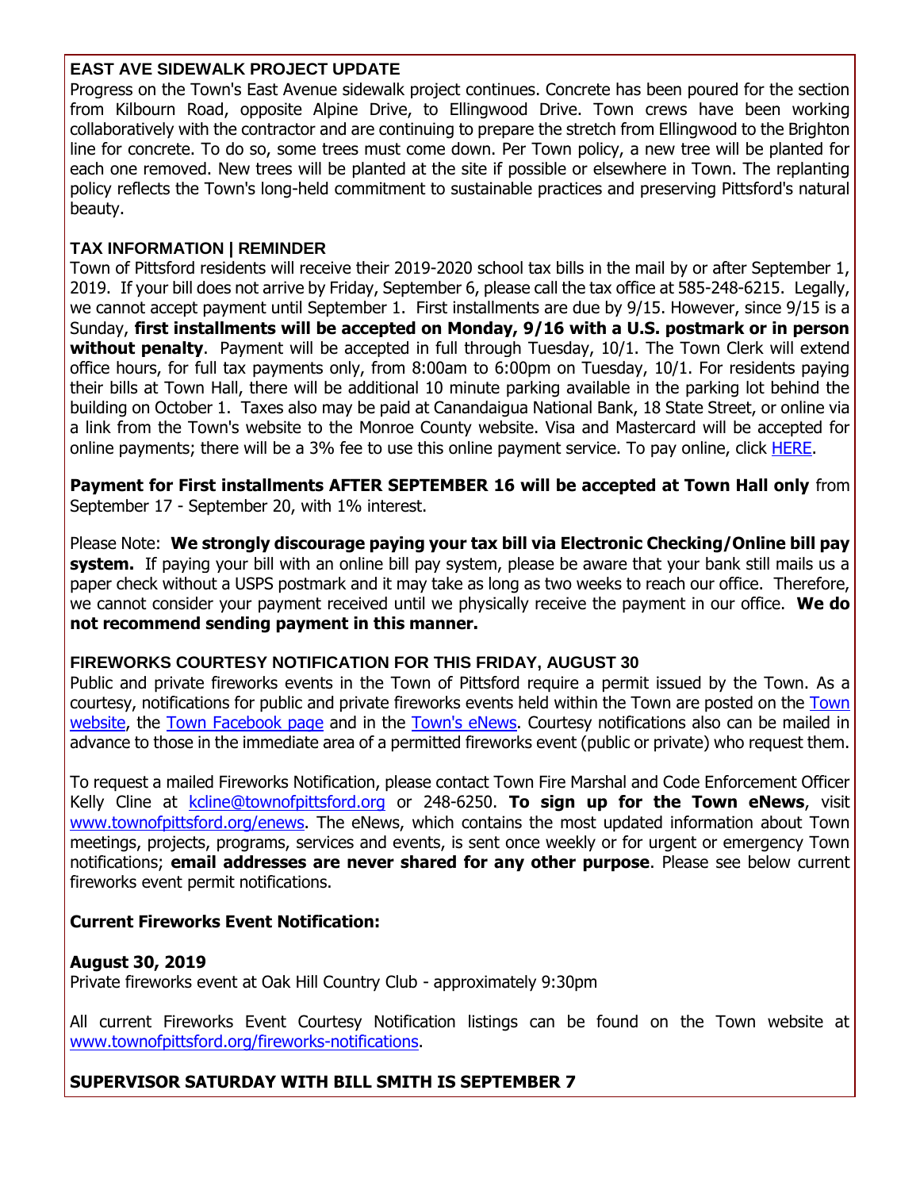### EAST AVE SIDEWALK PROJECT UPDATE

Progress on the Town's East Avenue sidewalk project continues. Concrete has been poured for the section from Kilbourn Road, opposite Alpine Drive, to Ellingwood Drive. Town crews have been working collaboratively with the contractor and are continuing to prepare the stretch from Ellingwood to the Brighton line for concrete. To do so, some trees must come down. Per Town policy, a new tree will be planted for each one removed. New trees will be planted at the site if possible or elsewhere in Town. The replanting policy reflects the Town's long-held commitment to sustainable practices and preserving Pittsford's natural beauty.

### TAX INFORMATION | REMINDER

Town of Pittsford residents will receive their 2019-2020 school tax bills in the mail by or after September 1, 2019. If your bill does not arrive by Friday, September 6, please call the tax office at 585-248-6215. Legally, we cannot accept payment until September 1. First installments are due by 9/15. However, since 9/15 is a Sunday, **first installments will be accepted on Monday, 9/16 with a U.S. postmark or in person without penalty**. Payment will be accepted in full through Tuesday, 10/1. The Town Clerk will extend office hours, for full tax payments only, from 8:00am to 6:00pm on Tuesday, 10/1. For residents paying their bills at Town Hall, there will be additional 10 minute parking available in the parking lot behind the building on October 1. Taxes also may be paid at Canandaigua National Bank, 18 State Street, or online via a link from the Town's website to the Monroe County website. Visa and Mastercard will be accepted for online payments; there will be a 3% fee to use this online payment service. To pay online, click HERE.

**Payment for First installments AFTER SEPTEMBER 16 will be accepted at Town Hall only** from September 17 - September 20, with 1% interest.

Please Note: **We strongly discourage paying your tax bill via Electronic Checking/Online bill pay system.** If paying your bill with an online bill pay system, please be aware that your bank still mails us a paper check without a USPS postmark and it may take as long as two weeks to reach our office. Therefore, we cannot consider your payment received until we physically receive the payment in our office. **We do not recommend sending payment in this manner.**

### FIREWORKS COURTESY NOTIFICATION FOR THIS FRIDAY, AUGUST 30

Public and private fireworks events in the Town of Pittsford require a permit issued by the Town. As a courtesy, notifications for public and private fireworks events held within the Town are posted on the Town website, the Town Facebook page and in the Town's eNews. Courtesy notifications also can be mailed in advance to those in the immediate area of a permitted fireworks event (public or private) who request them.

To request a mailed Fireworks Notification, please contact Town Fire Marshal and Code Enforcement Officer Kelly Cline at kcline@townofpittsford.org or 248-6250. **To sign up for the Town eNews**, visit www.townofpittsford.org/enews. The eNews, which contains the most updated information about Town meetings, projects, programs, services and events, is sent once weekly or for urgent or emergency Town notifications; **email addresses are never shared for any other purpose**. Please see below current fireworks event permit notifications.

**Current Fireworks Event Notification:**

**August 30, 2019**
Private fireworks event at Oak Hill Country Club - approximately 9:30pm

All current Fireworks Event Courtesy Notification listings can be found on the Town website at www.townofpittsford.org/fireworks-notifications.

### SUPERVISOR SATURDAY WITH BILL SMITH IS SEPTEMBER 7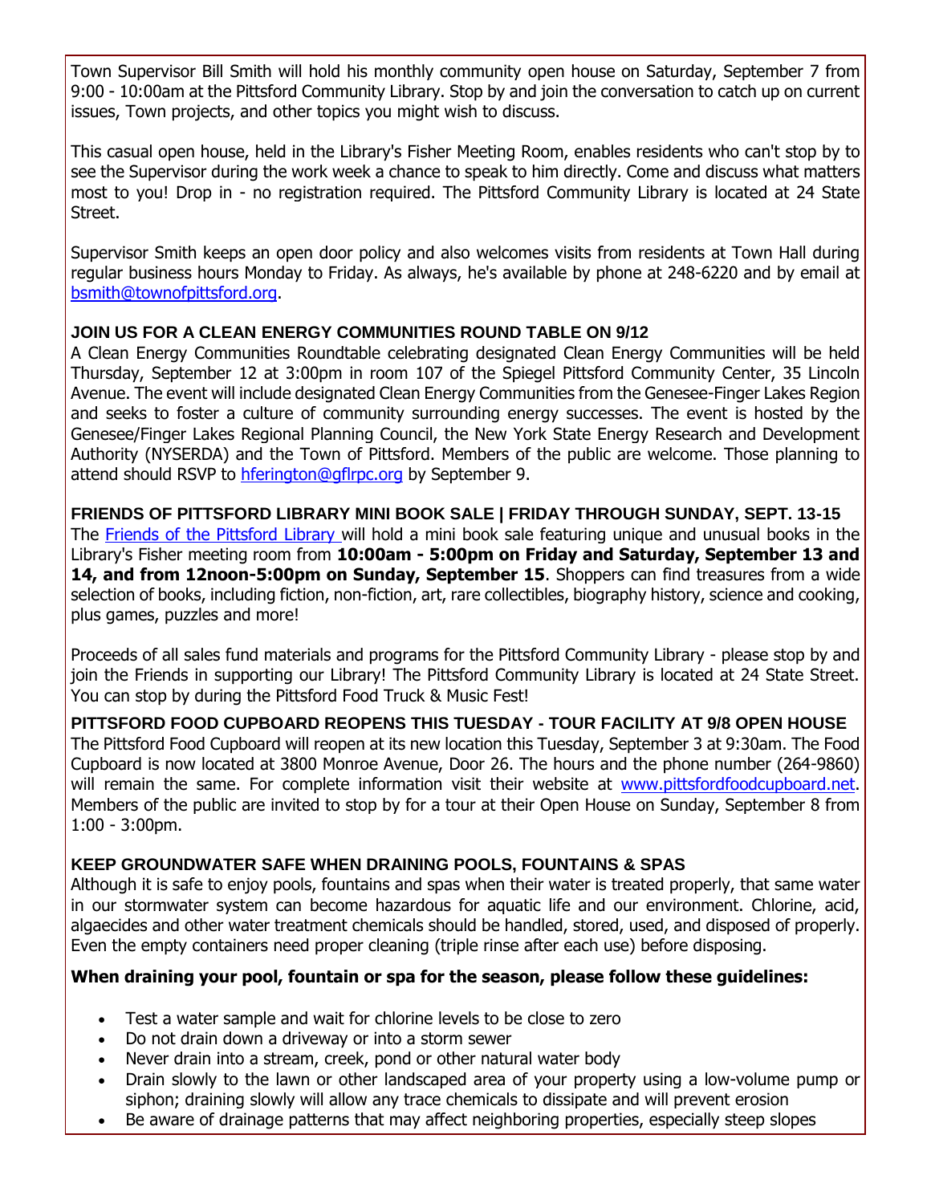Town Supervisor Bill Smith will hold his monthly community open house on Saturday, September 7 from 9:00 - 10:00am at the Pittsford Community Library. Stop by and join the conversation to catch up on current issues, Town projects, and other topics you might wish to discuss.

This casual open house, held in the Library's Fisher Meeting Room, enables residents who can't stop by to see the Supervisor during the work week a chance to speak to him directly. Come and discuss what matters most to you! Drop in - no registration required. The Pittsford Community Library is located at 24 State Street.

Supervisor Smith keeps an open door policy and also welcomes visits from residents at Town Hall during regular business hours Monday to Friday. As always, he's available by phone at 248-6220 and by email at bsmith@townofpittsford.org.

### JOIN US FOR A CLEAN ENERGY COMMUNITIES ROUND TABLE ON 9/12

A Clean Energy Communities Roundtable celebrating designated Clean Energy Communities will be held Thursday, September 12 at 3:00pm in room 107 of the Spiegel Pittsford Community Center, 35 Lincoln Avenue. The event will include designated Clean Energy Communities from the Genesee-Finger Lakes Region and seeks to foster a culture of community surrounding energy successes. The event is hosted by the Genesee/Finger Lakes Regional Planning Council, the New York State Energy Research and Development Authority (NYSERDA) and the Town of Pittsford. Members of the public are welcome. Those planning to attend should RSVP to hferington@gflrpc.org by September 9.

### FRIENDS OF PITTSFORD LIBRARY MINI BOOK SALE | FRIDAY THROUGH SUNDAY, SEPT. 13-15

The Friends of the Pittsford Library will hold a mini book sale featuring unique and unusual books in the Library's Fisher meeting room from **10:00am - 5:00pm on Friday and Saturday, September 13 and 14, and from 12noon-5:00pm on Sunday, September 15**. Shoppers can find treasures from a wide selection of books, including fiction, non-fiction, art, rare collectibles, biography history, science and cooking, plus games, puzzles and more!

Proceeds of all sales fund materials and programs for the Pittsford Community Library - please stop by and join the Friends in supporting our Library! The Pittsford Community Library is located at 24 State Street. You can stop by during the Pittsford Food Truck & Music Fest!

### PITTSFORD FOOD CUPBOARD REOPENS THIS TUESDAY - TOUR FACILITY AT 9/8 OPEN HOUSE

The Pittsford Food Cupboard will reopen at its new location this Tuesday, September 3 at 9:30am. The Food Cupboard is now located at 3800 Monroe Avenue, Door 26. The hours and the phone number (264-9860) will remain the same. For complete information visit their website at www.pittsfordfoodcupboard.net. Members of the public are invited to stop by for a tour at their Open House on Sunday, September 8 from 1:00 - 3:00pm.

### KEEP GROUNDWATER SAFE WHEN DRAINING POOLS, FOUNTAINS & SPAS

Although it is safe to enjoy pools, fountains and spas when their water is treated properly, that same water in our stormwater system can become hazardous for aquatic life and our environment. Chlorine, acid, algaecides and other water treatment chemicals should be handled, stored, used, and disposed of properly. Even the empty containers need proper cleaning (triple rinse after each use) before disposing.

**When draining your pool, fountain or spa for the season, please follow these guidelines:**

- Test a water sample and wait for chlorine levels to be close to zero
- Do not drain down a driveway or into a storm sewer
- Never drain into a stream, creek, pond or other natural water body
- Drain slowly to the lawn or other landscaped area of your property using a low-volume pump or siphon; draining slowly will allow any trace chemicals to dissipate and will prevent erosion
- Be aware of drainage patterns that may affect neighboring properties, especially steep slopes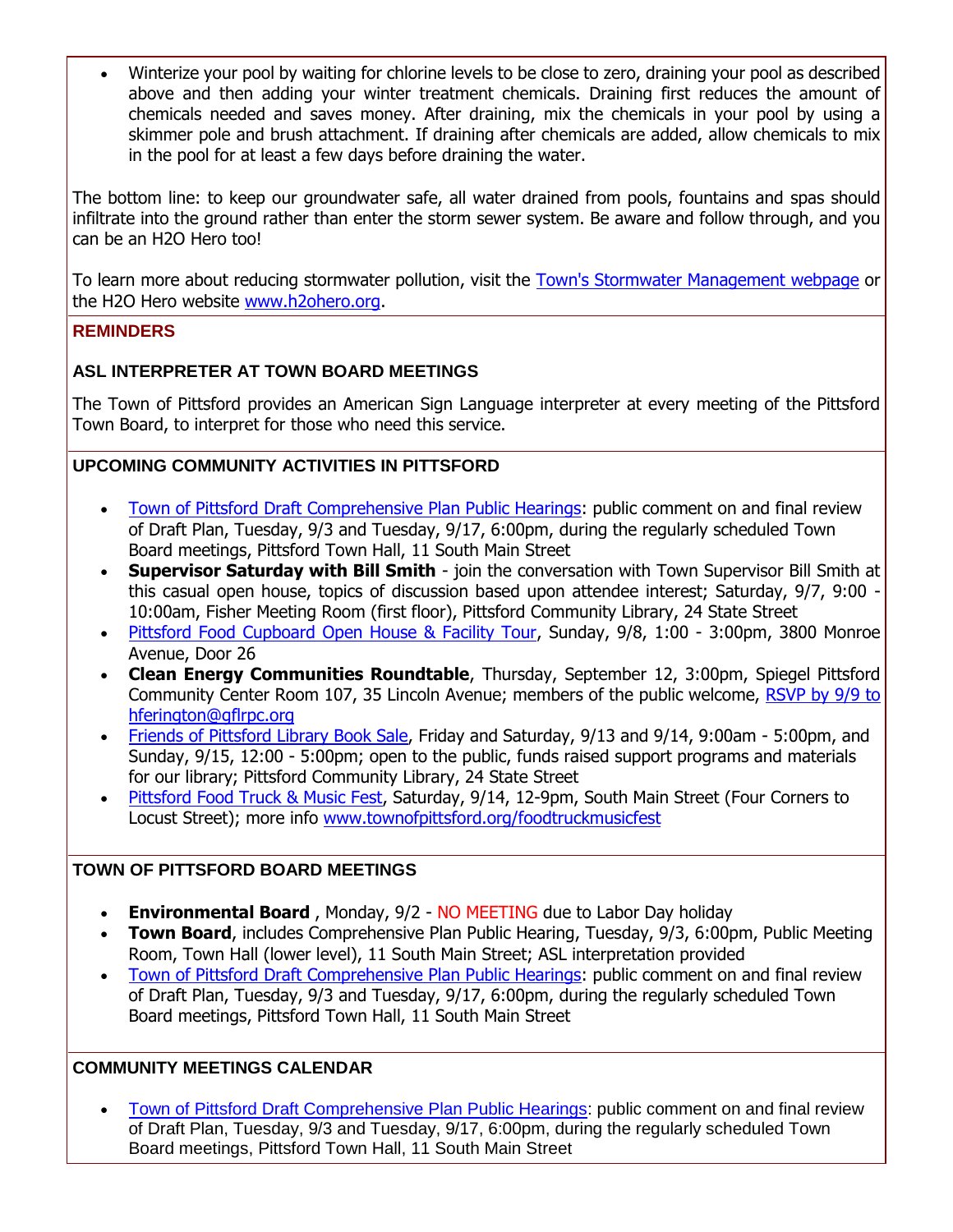- Winterize your pool by waiting for chlorine levels to be close to zero, draining your pool as described above and then adding your winter treatment chemicals. Draining first reduces the amount of chemicals needed and saves money. After draining, mix the chemicals in your pool by using a skimmer pole and brush attachment. If draining after chemicals are added, allow chemicals to mix in the pool for at least a few days before draining the water.

The bottom line: to keep our groundwater safe, all water drained from pools, fountains and spas should infiltrate into the ground rather than enter the storm sewer system. Be aware and follow through, and you can be an H2O Hero too!

To learn more about reducing stormwater pollution, visit the Town's Stormwater Management webpage or the H2O Hero website www.h2ohero.org.

## REMINDERS

### ASL INTERPRETER AT TOWN BOARD MEETINGS

The Town of Pittsford provides an American Sign Language interpreter at every meeting of the Pittsford Town Board, to interpret for those who need this service.

### UPCOMING COMMUNITY ACTIVITIES IN PITTSFORD

- Town of Pittsford Draft Comprehensive Plan Public Hearings: public comment on and final review of Draft Plan, Tuesday, 9/3 and Tuesday, 9/17, 6:00pm, during the regularly scheduled Town Board meetings, Pittsford Town Hall, 11 South Main Street
- **Supervisor Saturday with Bill Smith** - join the conversation with Town Supervisor Bill Smith at this casual open house, topics of discussion based upon attendee interest; Saturday, 9/7, 9:00 - 10:00am, Fisher Meeting Room (first floor), Pittsford Community Library, 24 State Street
- Pittsford Food Cupboard Open House & Facility Tour, Sunday, 9/8, 1:00 - 3:00pm, 3800 Monroe Avenue, Door 26
- **Clean Energy Communities Roundtable**, Thursday, September 12, 3:00pm, Spiegel Pittsford Community Center Room 107, 35 Lincoln Avenue; members of the public welcome, RSVP by 9/9 to hferington@gflrpc.org
- Friends of Pittsford Library Book Sale, Friday and Saturday, 9/13 and 9/14, 9:00am - 5:00pm, and Sunday, 9/15, 12:00 - 5:00pm; open to the public, funds raised support programs and materials for our library; Pittsford Community Library, 24 State Street
- Pittsford Food Truck & Music Fest, Saturday, 9/14, 12-9pm, South Main Street (Four Corners to Locust Street); more info www.townofpittsford.org/foodtruckmusicfest

### TOWN OF PITTSFORD BOARD MEETINGS

- **Environmental Board** , Monday, 9/2 - NO MEETING due to Labor Day holiday
- **Town Board**, includes Comprehensive Plan Public Hearing, Tuesday, 9/3, 6:00pm, Public Meeting Room, Town Hall (lower level), 11 South Main Street; ASL interpretation provided
- Town of Pittsford Draft Comprehensive Plan Public Hearings: public comment on and final review of Draft Plan, Tuesday, 9/3 and Tuesday, 9/17, 6:00pm, during the regularly scheduled Town Board meetings, Pittsford Town Hall, 11 South Main Street

### COMMUNITY MEETINGS CALENDAR

- Town of Pittsford Draft Comprehensive Plan Public Hearings: public comment on and final review of Draft Plan, Tuesday, 9/3 and Tuesday, 9/17, 6:00pm, during the regularly scheduled Town Board meetings, Pittsford Town Hall, 11 South Main Street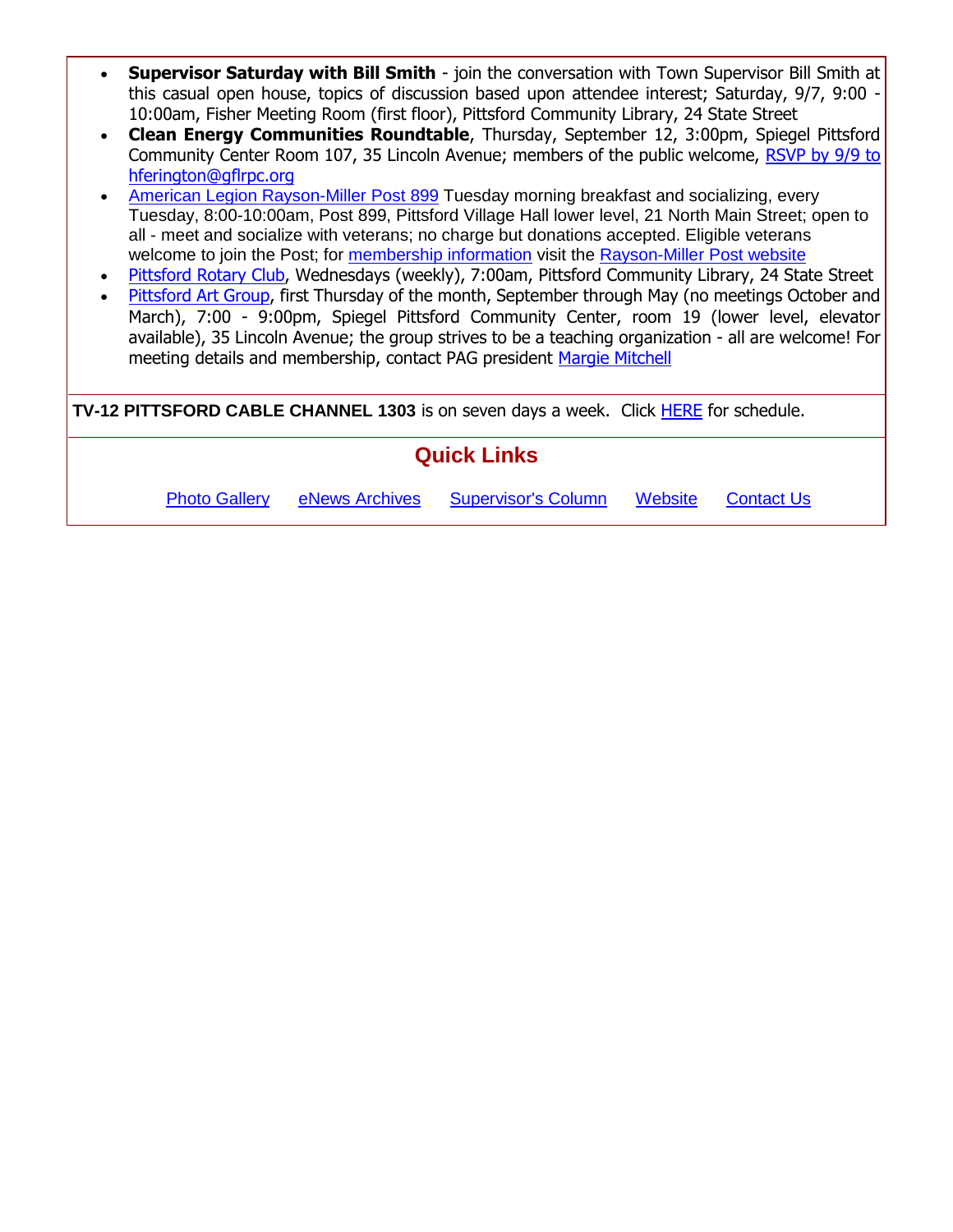- **Supervisor Saturday with Bill Smith** - join the conversation with Town Supervisor Bill Smith at this casual open house, topics of discussion based upon attendee interest; Saturday, 9/7, 9:00 - 10:00am, Fisher Meeting Room (first floor), Pittsford Community Library, 24 State Street
- **Clean Energy Communities Roundtable**, Thursday, September 12, 3:00pm, Spiegel Pittsford Community Center Room 107, 35 Lincoln Avenue; members of the public welcome, RSVP by 9/9 to hferington@gflrpc.org
- American Legion Rayson-Miller Post 899 Tuesday morning breakfast and socializing, every Tuesday, 8:00-10:00am, Post 899, Pittsford Village Hall lower level, 21 North Main Street; open to all - meet and socialize with veterans; no charge but donations accepted. Eligible veterans welcome to join the Post; for membership information visit the Rayson-Miller Post website
- Pittsford Rotary Club, Wednesdays (weekly), 7:00am, Pittsford Community Library, 24 State Street
- Pittsford Art Group, first Thursday of the month, September through May (no meetings October and March), 7:00 - 9:00pm, Spiegel Pittsford Community Center, room 19 (lower level, elevator available), 35 Lincoln Avenue; the group strives to be a teaching organization - all are welcome! For meeting details and membership, contact PAG president Margie Mitchell

**TV-12 PITTSFORD CABLE CHANNEL 1303** is on seven days a week. Click HERE for schedule.

## Quick Links

Photo Gallery     eNews Archives     Supervisor's Column     Website     Contact Us